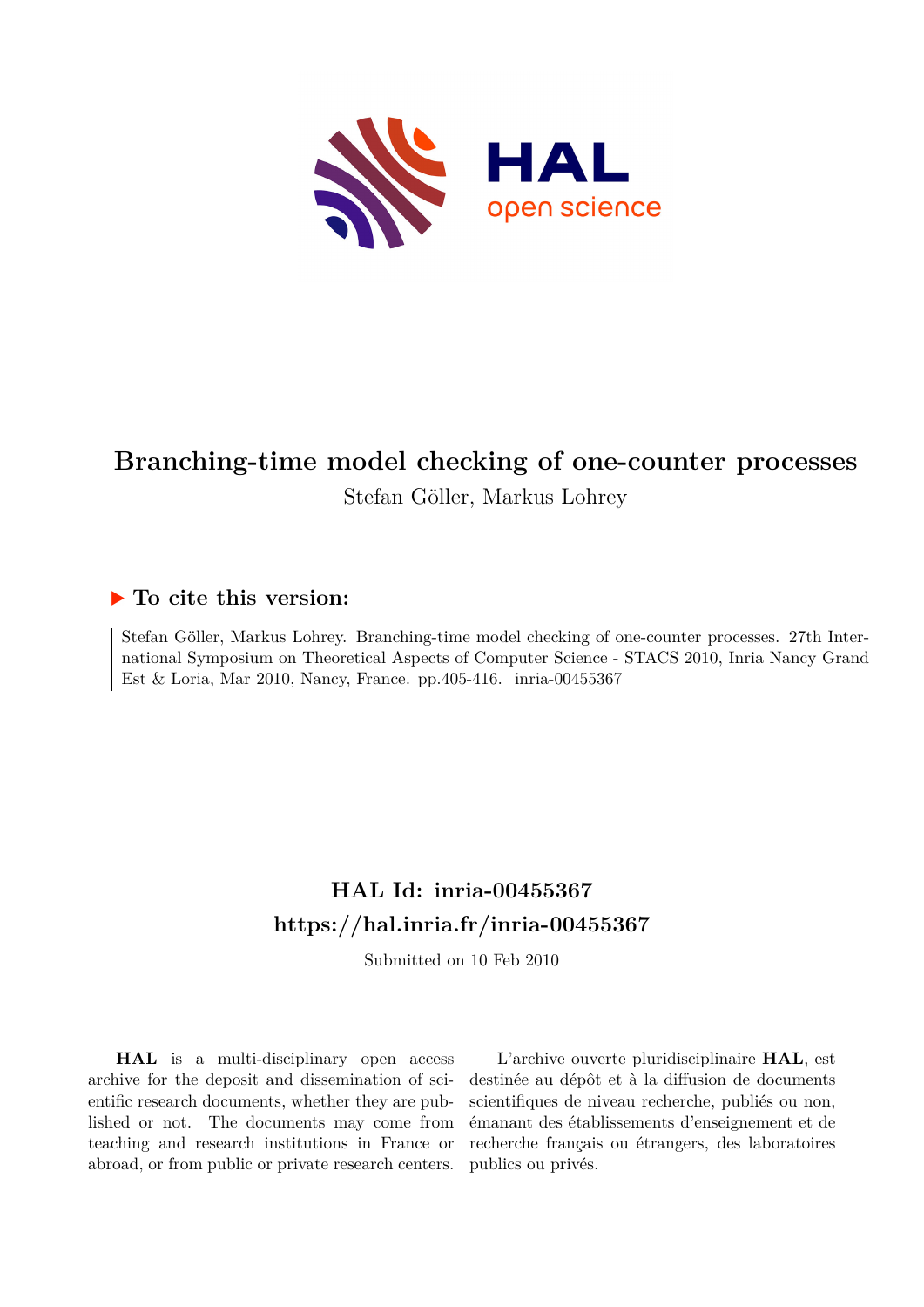# Branching-time model checking of one-counter processes

Stefan Göller, Markus Lohrey

## ▶ To cite this version:

Stefan Göller, Markus Lohrey. Branching-time model checking of one-counter processes. 27th International Symposium on Theoretical Aspects of Computer Science - STACS 2010, Inria Nancy Grand Est & Loria, Mar 2010, Nancy, France. pp.405-416. inria-00455367

## HAL Id: inria-00455367
## https://hal.inria.fr/inria-00455367

Submitted on 10 Feb 2010

**HAL** is a multi-disciplinary open access archive for the deposit and dissemination of scientific research documents, whether they are published or not. The documents may come from teaching and research institutions in France or abroad, or from public or private research centers.

L'archive ouverte pluridisciplinaire **HAL**, est destinée au dépôt et à la diffusion de documents scientifiques de niveau recherche, publiés ou non, émanant des établissements d'enseignement et de recherche français ou étrangers, des laboratoires publics ou privés.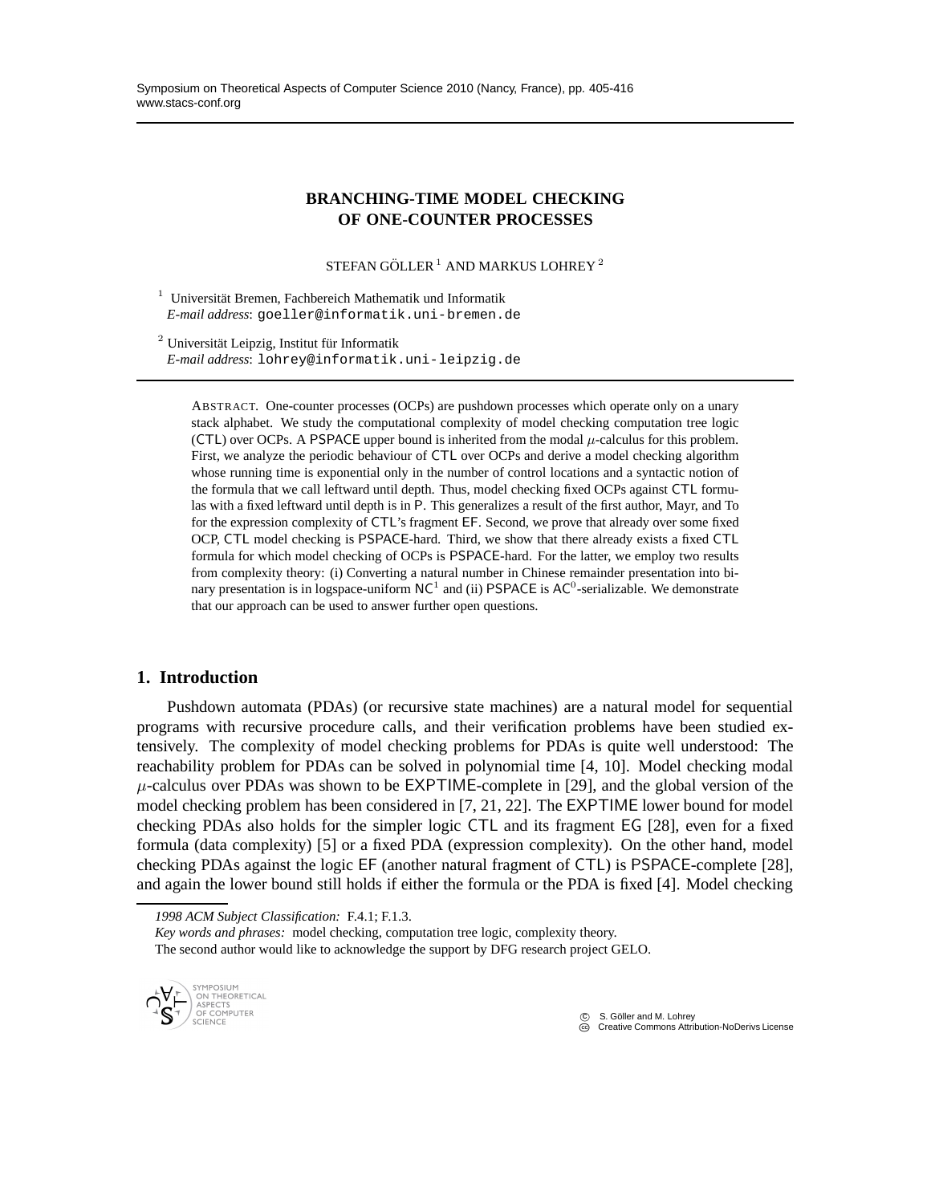# BRANCHING-TIME MODEL CHECKING OF ONE-COUNTER PROCESSES

STEFAN GÖLLER [1] AND MARKUS LOHREY [2]

[1] Universität Bremen, Fachbereich Mathematik und Informatik
*E-mail address*: goeller@informatik.uni-bremen.de

[2] Universität Leipzig, Institut für Informatik
*E-mail address*: lohrey@informatik.uni-leipzig.de

ABSTRACT. One-counter processes (OCPs) are pushdown processes which operate only on a unary stack alphabet. We study the computational complexity of model checking computation tree logic (CTL) over OCPs. A PSPACE upper bound is inherited from the modal $\mu$-calculus for this problem. First, we analyze the periodic behaviour of CTL over OCPs and derive a model checking algorithm whose running time is exponential only in the number of control locations and a syntactic notion of the formula that we call leftward until depth. Thus, model checking fixed OCPs against CTL formulas with a fixed leftward until depth is in P. This generalizes a result of the first author, Mayr, and To for the expression complexity of CTL's fragment EF. Second, we prove that already over some fixed OCP, CTL model checking is PSPACE-hard. Third, we show that there already exists a fixed CTL formula for which model checking of OCPs is PSPACE-hard. For the latter, we employ two results from complexity theory: (i) Converting a natural number in Chinese remainder presentation into binary presentation is in logspace-uniform $\mathsf{NC}^1$ and (ii) PSPACE is $\mathsf{AC}^0$-serializable. We demonstrate that our approach can be used to answer further open questions.

## 1. Introduction

Pushdown automata (PDAs) (or recursive state machines) are a natural model for sequential programs with recursive procedure calls, and their verification problems have been studied extensively. The complexity of model checking problems for PDAs is quite well understood: The reachability problem for PDAs can be solved in polynomial time [4, 10]. Model checking modal $\mu$-calculus over PDAs was shown to be EXPTIME-complete in [29], and the global version of the model checking problem has been considered in [7, 21, 22]. The EXPTIME lower bound for model checking PDAs also holds for the simpler logic CTL and its fragment EG [28], even for a fixed formula (data complexity) [5] or a fixed PDA (expression complexity). On the other hand, model checking PDAs against the logic EF (another natural fragment of CTL) is PSPACE-complete [28], and again the lower bound still holds if either the formula or the PDA is fixed [4]. Model checking

*1998 ACM Subject Classification:* F.4.1; F.1.3.

*Key words and phrases:* model checking, computation tree logic, complexity theory.

The second author would like to acknowledge the support by DFG research project GELO.

© S. Göller and M. Lohrey
Creative Commons Attribution-NoDerivs License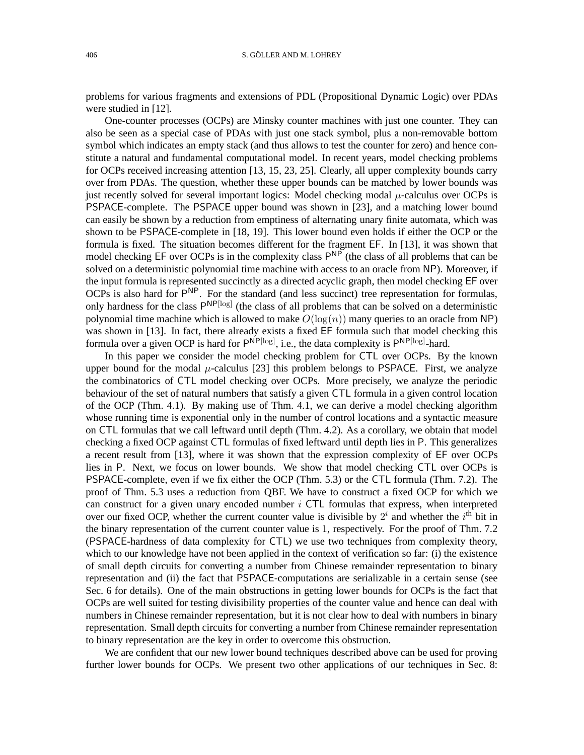problems for various fragments and extensions of PDL (Propositional Dynamic Logic) over PDAs were studied in [12].

One-counter processes (OCPs) are Minsky counter machines with just one counter. They can also be seen as a special case of PDAs with just one stack symbol, plus a non-removable bottom symbol which indicates an empty stack (and thus allows to test the counter for zero) and hence constitute a natural and fundamental computational model. In recent years, model checking problems for OCPs received increasing attention [13, 15, 23, 25]. Clearly, all upper complexity bounds carry over from PDAs. The question, whether these upper bounds can be matched by lower bounds was just recently solved for several important logics: Model checking modal $\mu$-calculus over OCPs is PSPACE-complete. The PSPACE upper bound was shown in [23], and a matching lower bound can easily be shown by a reduction from emptiness of alternating unary finite automata, which was shown to be PSPACE-complete in [18, 19]. This lower bound even holds if either the OCP or the formula is fixed. The situation becomes different for the fragment EF. In [13], it was shown that model checking EF over OCPs is in the complexity class $\mathsf{P}^{\mathsf{NP}}$ (the class of all problems that can be solved on a deterministic polynomial time machine with access to an oracle from NP). Moreover, if the input formula is represented succinctly as a directed acyclic graph, then model checking EF over OCPs is also hard for $\mathsf{P}^{\mathsf{NP}}$. For the standard (and less succinct) tree representation for formulas, only hardness for the class $\mathsf{P}^{\mathsf{NP}[\log]}$ (the class of all problems that can be solved on a deterministic polynomial time machine which is allowed to make $O(\log(n))$ many queries to an oracle from NP) was shown in [13]. In fact, there already exists a fixed EF formula such that model checking this formula over a given OCP is hard for $\mathsf{P}^{\mathsf{NP}[\log]}$, i.e., the data complexity is $\mathsf{P}^{\mathsf{NP}[\log]}$-hard.

In this paper we consider the model checking problem for CTL over OCPs. By the known upper bound for the modal $\mu$-calculus [23] this problem belongs to PSPACE. First, we analyze the combinatorics of CTL model checking over OCPs. More precisely, we analyze the periodic behaviour of the set of natural numbers that satisfy a given CTL formula in a given control location of the OCP (Thm. 4.1). By making use of Thm. 4.1, we can derive a model checking algorithm whose running time is exponential only in the number of control locations and a syntactic measure on CTL formulas that we call leftward until depth (Thm. 4.2). As a corollary, we obtain that model checking a fixed OCP against CTL formulas of fixed leftward until depth lies in P. This generalizes a recent result from [13], where it was shown that the expression complexity of EF over OCPs lies in P. Next, we focus on lower bounds. We show that model checking CTL over OCPs is PSPACE-complete, even if we fix either the OCP (Thm. 5.3) or the CTL formula (Thm. 7.2). The proof of Thm. 5.3 uses a reduction from QBF. We have to construct a fixed OCP for which we can construct for a given unary encoded number $i$ CTL formulas that express, when interpreted over our fixed OCP, whether the current counter value is divisible by $2^i$ and whether the $i^{\text{th}}$ bit in the binary representation of the current counter value is 1, respectively. For the proof of Thm. 7.2 (PSPACE-hardness of data complexity for CTL) we use two techniques from complexity theory, which to our knowledge have not been applied in the context of verification so far: (i) the existence of small depth circuits for converting a number from Chinese remainder representation to binary representation and (ii) the fact that PSPACE-computations are serializable in a certain sense (see Sec. 6 for details). One of the main obstructions in getting lower bounds for OCPs is the fact that OCPs are well suited for testing divisibility properties of the counter value and hence can deal with numbers in Chinese remainder representation, but it is not clear how to deal with numbers in binary representation. Small depth circuits for converting a number from Chinese remainder representation to binary representation are the key in order to overcome this obstruction.

We are confident that our new lower bound techniques described above can be used for proving further lower bounds for OCPs. We present two other applications of our techniques in Sec. 8: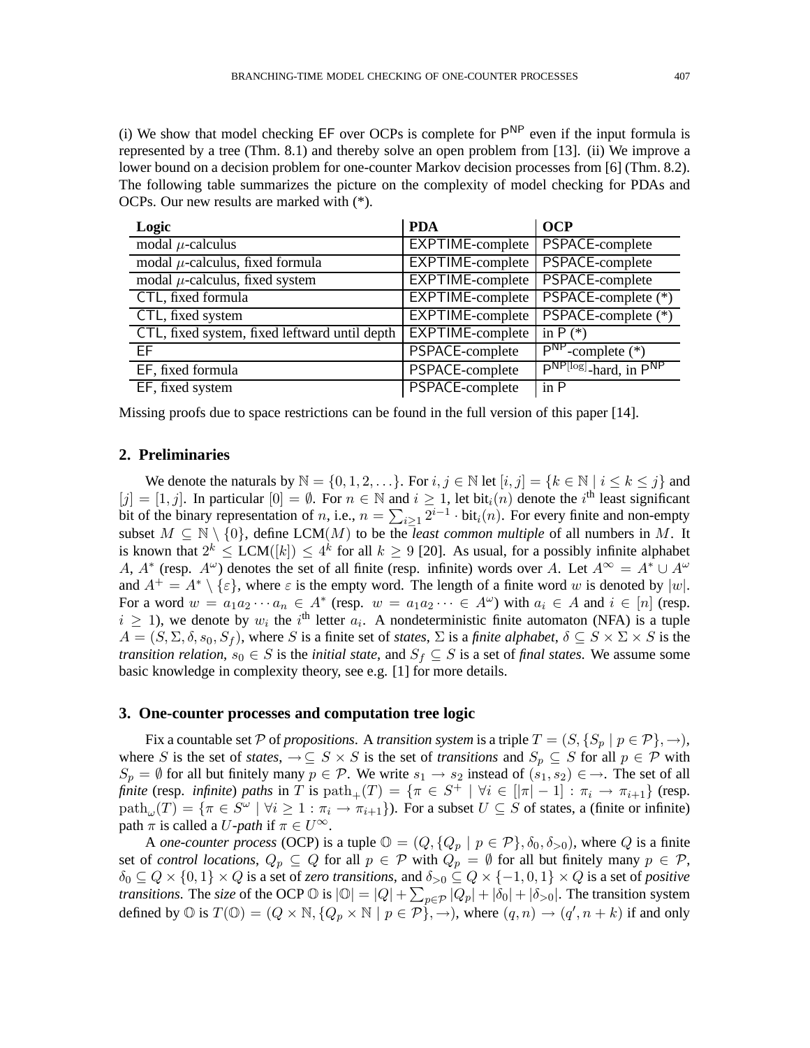(i) We show that model checking EF over OCPs is complete for $\mathsf{P}^{\mathsf{NP}}$ even if the input formula is represented by a tree (Thm. 8.1) and thereby solve an open problem from [13]. (ii) We improve a lower bound on a decision problem for one-counter Markov decision processes from [6] (Thm. 8.2). The following table summarizes the picture on the complexity of model checking for PDAs and OCPs. Our new results are marked with (*).

| **Logic** | **PDA** | **OCP** |
|---|---|---|
| modal $\mu$-calculus | EXPTIME-complete | PSPACE-complete |
| modal $\mu$-calculus, fixed formula | EXPTIME-complete | PSPACE-complete |
| modal $\mu$-calculus, fixed system | EXPTIME-complete | PSPACE-complete |
| CTL, fixed formula | EXPTIME-complete | PSPACE-complete (*) |
| CTL, fixed system | EXPTIME-complete | PSPACE-complete (*) |
| CTL, fixed system, fixed leftward until depth | EXPTIME-complete | in P (*) |
| EF | PSPACE-complete | $\mathsf{P}^{\mathsf{NP}}$-complete (*) |
| EF, fixed formula | PSPACE-complete | $\mathsf{P}^{\mathsf{NP}[\log]}$-hard, in $\mathsf{P}^{\mathsf{NP}}$ |
| EF, fixed system | PSPACE-complete | in P |

Missing proofs due to space restrictions can be found in the full version of this paper [14].

## 2. Preliminaries

We denote the naturals by $\mathbb{N} = \{0, 1, 2, \ldots\}$. For $i, j \in \mathbb{N}$ let $[i, j] = \{k \in \mathbb{N} \mid i \leq k \leq j\}$ and $[j] = [1, j]$. In particular $[0] = \emptyset$. For $n \in \mathbb{N}$ and $i \geq 1$, let $\mathrm{bit}_i(n)$ denote the $i^{\text{th}}$ least significant bit of the binary representation of $n$, i.e., $n = \sum_{i \geq 1} 2^{i-1} \cdot \mathrm{bit}_i(n)$. For every finite and non-empty subset $M \subseteq \mathbb{N} \setminus \{0\}$, define $\mathrm{LCM}(M)$ to be the *least common multiple* of all numbers in $M$. It is known that $2^k \leq \mathrm{LCM}([k]) \leq 4^k$ for all $k \geq 9$ [20]. As usual, for a possibly infinite alphabet $A$, $A^*$ (resp. $A^\omega$) denotes the set of all finite (resp. infinite) words over $A$. Let $A^\infty = A^* \cup A^\omega$ and $A^+ = A^* \setminus \{\varepsilon\}$, where $\varepsilon$ is the empty word. The length of a finite word $w$ is denoted by $|w|$. For a word $w = a_1 a_2 \cdots a_n \in A^*$ (resp. $w = a_1 a_2 \cdots \in A^\omega$) with $a_i \in A$ and $i \in [n]$ (resp. $i \geq 1$), we denote by $w_i$ the $i^{\text{th}}$ letter $a_i$. A nondeterministic finite automaton (NFA) is a tuple $A = (S, \Sigma, \delta, s_0, S_f)$, where $S$ is a finite set of *states*, $\Sigma$ is a *finite alphabet*, $\delta \subseteq S \times \Sigma \times S$ is the *transition relation*, $s_0 \in S$ is the *initial state*, and $S_f \subseteq S$ is a set of *final states*. We assume some basic knowledge in complexity theory, see e.g. [1] for more details.

## 3. One-counter processes and computation tree logic

Fix a countable set $\mathcal{P}$ of *propositions*. A *transition system* is a triple $T = (S, \{S_p \mid p \in \mathcal{P}\}, \rightarrow)$, where $S$ is the set of *states*, $\rightarrow \subseteq S \times S$ is the set of *transitions* and $S_p \subseteq S$ for all $p \in \mathcal{P}$ with $S_p = \emptyset$ for all but finitely many $p \in \mathcal{P}$. We write $s_1 \rightarrow s_2$ instead of $(s_1, s_2) \in \rightarrow$. The set of all *finite* (resp. *infinite*) *paths* in $T$ is $\mathrm{path}_+(T) = \{\pi \in S^+ \mid \forall i \in [|\pi| - 1] : \pi_i \rightarrow \pi_{i+1}\}$ (resp. $\mathrm{path}_\omega(T) = \{\pi \in S^\omega \mid \forall i \geq 1 : \pi_i \rightarrow \pi_{i+1}\}$). For a subset $U \subseteq S$ of states, a (finite or infinite) path $\pi$ is called a $U$*-path* if $\pi \in U^\infty$.

A *one-counter process* (OCP) is a tuple $\mathbb{O} = (Q, \{Q_p \mid p \in \mathcal{P}\}, \delta_0, \delta_{>0})$, where $Q$ is a finite set of *control locations*, $Q_p \subseteq Q$ for all $p \in \mathcal{P}$ with $Q_p = \emptyset$ for all but finitely many $p \in \mathcal{P}$, $\delta_0 \subseteq Q \times \{0, 1\} \times Q$ is a set of *zero transitions*, and $\delta_{>0} \subseteq Q \times \{-1, 0, 1\} \times Q$ is a set of *positive transitions*. The *size* of the OCP $\mathbb{O}$ is $|\mathbb{O}| = |Q| + \sum_{p \in \mathcal{P}} |Q_p| + |\delta_0| + |\delta_{>0}|$. The transition system defined by $\mathbb{O}$ is $T(\mathbb{O}) = (Q \times \mathbb{N}, \{Q_p \times \mathbb{N} \mid p \in \mathcal{P}\}, \rightarrow)$, where $(q, n) \rightarrow (q', n + k)$ if and only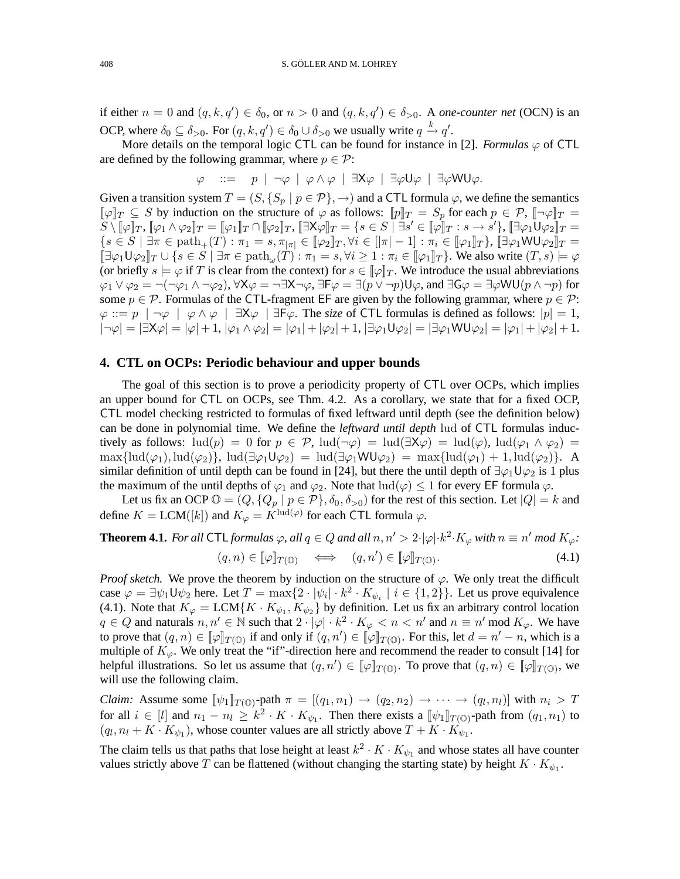if either $n = 0$ and $(q, k, q') \in \delta_0$, or $n > 0$ and $(q, k, q') \in \delta_{>0}$. A *one-counter net* (OCN) is an OCP, where $\delta_0 \subseteq \delta_{>0}$. For $(q, k, q') \in \delta_0 \cup \delta_{>0}$ we usually write $q \xrightarrow{k} q'$.

More details on the temporal logic $\mathsf{CTL}$ can be found for instance in [2]. *Formulas* $\varphi$ of $\mathsf{CTL}$ are defined by the following grammar, where $p \in \mathcal{P}$:

$$\varphi \quad ::= \quad p \mid \neg\varphi \mid \varphi \wedge \varphi \mid \exists \mathsf{X}\varphi \mid \exists \varphi \mathsf{U} \varphi \mid \exists \varphi \mathsf{WU} \varphi.$$

Given a transition system $T = (S, \{S_p \mid p \in \mathcal{P}\}, \to)$ and a $\mathsf{CTL}$ formula $\varphi$, we define the semantics $[\![\varphi]\!]_T \subseteq S$ by induction on the structure of $\varphi$ as follows: $[\![p]\!]_T = S_p$ for each $p \in \mathcal{P}$, $[\![\neg\varphi]\!]_T = S \setminus [\![\varphi]\!]_T$, $[\![\varphi_1 \wedge \varphi_2]\!]_T = [\![\varphi_1]\!]_T \cap [\![\varphi_2]\!]_T$, $[\![\exists \mathsf{X}\varphi]\!]_T = \{s \in S \mid \exists s' \in [\![\varphi]\!]_T : s \to s'\}$, $[\![\exists \varphi_1 \mathsf{U} \varphi_2]\!]_T = \{s \in S \mid \exists \pi \in \mathrm{path}_+(T) : \pi_1 = s, \pi_{|\pi|} \in [\![\varphi_2]\!]_T, \forall i \in [|\pi| - 1] : \pi_i \in [\![\varphi_1]\!]_T\}$, $[\![\exists \varphi_1 \mathsf{WU} \varphi_2]\!]_T = [\![\exists \varphi_1 \mathsf{U} \varphi_2]\!]_T \cup \{s \in S \mid \exists \pi \in \mathrm{path}_\omega(T) : \pi_1 = s, \forall i \geq 1 : \pi_i \in [\![\varphi_1]\!]_T\}$. We also write $(T, s) \models \varphi$ (or briefly $s \models \varphi$ if $T$ is clear from the context) for $s \in [\![\varphi]\!]_T$. We introduce the usual abbreviations $\varphi_1 \vee \varphi_2 = \neg(\neg\varphi_1 \wedge \neg\varphi_2)$, $\forall \mathsf{X}\varphi = \neg\exists \mathsf{X}\neg\varphi$, $\exists \mathsf{F}\varphi = \exists (p \vee \neg p) \mathsf{U} \varphi$, and $\exists \mathsf{G}\varphi = \exists \varphi \mathsf{WU} (p \wedge \neg p)$ for some $p \in \mathcal{P}$. Formulas of the $\mathsf{CTL}$-fragment $\mathsf{EF}$ are given by the following grammar, where $p \in \mathcal{P}$: $\varphi ::= p \mid \neg\varphi \mid \varphi \wedge \varphi \mid \exists \mathsf{X}\varphi \mid \exists \mathsf{F}\varphi$. The *size* of $\mathsf{CTL}$ formulas is defined as follows: $|p| = 1$, $|\neg\varphi| = |\exists \mathsf{X}\varphi| = |\varphi| + 1$, $|\varphi_1 \wedge \varphi_2| = |\varphi_1| + |\varphi_2| + 1$, $|\exists \varphi_1 \mathsf{U} \varphi_2| = |\exists \varphi_1 \mathsf{WU} \varphi_2| = |\varphi_1| + |\varphi_2| + 1$.

## 4. CTL on OCPs: Periodic behaviour and upper bounds

The goal of this section is to prove a periodicity property of $\mathsf{CTL}$ over OCPs, which implies an upper bound for $\mathsf{CTL}$ on OCPs, see Thm. 4.2. As a corollary, we state that for a fixed OCP, $\mathsf{CTL}$ model checking restricted to formulas of fixed leftward until depth (see the definition below) can be done in polynomial time. We define the *leftward until depth* $\mathrm{lud}$ of $\mathsf{CTL}$ formulas inductively as follows: $\mathrm{lud}(p) = 0$ for $p \in \mathcal{P}$, $\mathrm{lud}(\neg\varphi) = \mathrm{lud}(\exists \mathsf{X}\varphi) = \mathrm{lud}(\varphi)$, $\mathrm{lud}(\varphi_1 \wedge \varphi_2) = \max\{\mathrm{lud}(\varphi_1), \mathrm{lud}(\varphi_2)\}$, $\mathrm{lud}(\exists \varphi_1 \mathsf{U} \varphi_2) = \mathrm{lud}(\exists \varphi_1 \mathsf{WU} \varphi_2) = \max\{\mathrm{lud}(\varphi_1) + 1, \mathrm{lud}(\varphi_2)\}$. A similar definition of until depth can be found in [24], but there the until depth of $\exists \varphi_1 \mathsf{U} \varphi_2$ is 1 plus the maximum of the until depths of $\varphi_1$ and $\varphi_2$. Note that $\mathrm{lud}(\varphi) \leq 1$ for every $\mathsf{EF}$ formula $\varphi$.

Let us fix an OCP $\mathbb{O} = (Q, \{Q_p \mid p \in \mathcal{P}\}, \delta_0, \delta_{>0})$ for the rest of this section. Let $|Q| = k$ and define $K = \mathrm{LCM}([k])$ and $K_\varphi = K^{\mathrm{lud}(\varphi)}$ for each $\mathsf{CTL}$ formula $\varphi$.

**Theorem 4.1.** *For all* $\mathsf{CTL}$ *formulas* $\varphi$*, all* $q \in Q$ *and all* $n, n' > 2 \cdot |\varphi| \cdot k^2 \cdot K_\varphi$ *with* $n \equiv n'$ *mod* $K_\varphi$*:*

$$(q, n) \in [\![\varphi]\!]_{T(\mathbb{O})} \quad \Longleftrightarrow \quad (q, n') \in [\![\varphi]\!]_{T(\mathbb{O})}. \tag{4.1}$$

*Proof sketch.* We prove the theorem by induction on the structure of $\varphi$. We only treat the difficult case $\varphi = \exists \psi_1 \mathsf{U} \psi_2$ here. Let $T = \max\{2 \cdot |\psi_i| \cdot k^2 \cdot K_{\psi_i} \mid i \in \{1, 2\}\}$. Let us prove equivalence (4.1). Note that $K_\varphi = \mathrm{LCM}\{K \cdot K_{\psi_1}, K_{\psi_2}\}$ by definition. Let us fix an arbitrary control location $q \in Q$ and naturals $n, n' \in \mathbb{N}$ such that $2 \cdot |\varphi| \cdot k^2 \cdot K_\varphi < n < n'$ and $n \equiv n' \bmod K_\varphi$. We have to prove that $(q, n) \in [\![\varphi]\!]_{T(\mathbb{O})}$ if and only if $(q, n') \in [\![\varphi]\!]_{T(\mathbb{O})}$. For this, let $d = n' - n$, which is a multiple of $K_\varphi$. We only treat the "if"-direction here and recommend the reader to consult [14] for helpful illustrations. So let us assume that $(q, n') \in [\![\varphi]\!]_{T(\mathbb{O})}$. To prove that $(q, n) \in [\![\varphi]\!]_{T(\mathbb{O})}$, we will use the following claim.

*Claim:* Assume some $[\![\psi_1]\!]_{T(\mathbb{O})}$-path $\pi = [(q_1, n_1) \to (q_2, n_2) \to \cdots \to (q_l, n_l)]$ with $n_i > T$ for all $i \in [l]$ and $n_1 - n_l \geq k^2 \cdot K \cdot K_{\psi_1}$. Then there exists a $[\![\psi_1]\!]_{T(\mathbb{O})}$-path from $(q_1, n_1)$ to $(q_l, n_l + K \cdot K_{\psi_1})$, whose counter values are all strictly above $T + K \cdot K_{\psi_1}$.

The claim tells us that paths that lose height at least $k^2 \cdot K \cdot K_{\psi_1}$ and whose states all have counter values strictly above $T$ can be flattened (without changing the starting state) by height $K \cdot K_{\psi_1}$.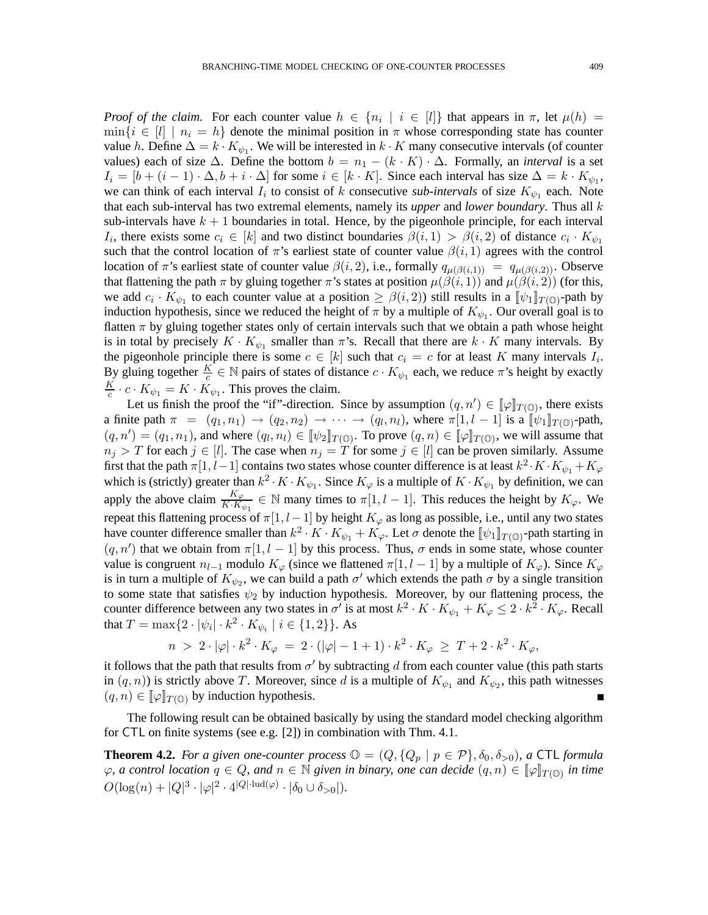*Proof of the claim.* For each counter value $h \in \{n_i \mid i \in [l]\}$ that appears in $\pi$, let $\mu(h) = \min\{i \in [l] \mid n_i = h\}$ denote the minimal position in $\pi$ whose corresponding state has counter value $h$. Define $\Delta = k \cdot K_{\psi_1}$. We will be interested in $k \cdot K$ many consecutive intervals (of counter values) each of size $\Delta$. Define the bottom $b = n_1 - (k \cdot K) \cdot \Delta$. Formally, an *interval* is a set $I_i = [b + (i-1) \cdot \Delta, b + i \cdot \Delta]$ for some $i \in [k \cdot K]$. Since each interval has size $\Delta = k \cdot K_{\psi_1}$, we can think of each interval $I_i$ to consist of $k$ consecutive *sub-intervals* of size $K_{\psi_1}$ each. Note that each sub-interval has two extremal elements, namely its *upper* and *lower boundary*. Thus all $k$ sub-intervals have $k+1$ boundaries in total. Hence, by the pigeonhole principle, for each interval $I_i$, there exists some $c_i \in [k]$ and two distinct boundaries $\beta(i,1) > \beta(i,2)$ of distance $c_i \cdot K_{\psi_1}$ such that the control location of $\pi$'s earliest state of counter value $\beta(i,1)$ agrees with the control location of $\pi$'s earliest state of counter value $\beta(i,2)$, i.e., formally $q_{\mu(\beta(i,1))} = q_{\mu(\beta(i,2))}$. Observe that flattening the path $\pi$ by gluing together $\pi$'s states at position $\mu(\beta(i,1))$ and $\mu(\beta(i,2))$ (for this, we add $c_i \cdot K_{\psi_1}$ to each counter value at a position $\geq \beta(i,2)$) still results in a $[\![\psi_1]\!]_{T(\mathbb{O})}$-path by induction hypothesis, since we reduced the height of $\pi$ by a multiple of $K_{\psi_1}$. Our overall goal is to flatten $\pi$ by gluing together states only of certain intervals such that we obtain a path whose height is in total by precisely $K \cdot K_{\psi_1}$ smaller than $\pi$'s. Recall that there are $k \cdot K$ many intervals. By the pigeonhole principle there is some $c \in [k]$ such that $c_i = c$ for at least $K$ many intervals $I_i$. By gluing together $\frac{K}{c} \in \mathbb{N}$ pairs of states of distance $c \cdot K_{\psi_1}$ each, we reduce $\pi$'s height by exactly $\frac{K}{c} \cdot c \cdot K_{\psi_1} = K \cdot K_{\psi_1}$. This proves the claim.

Let us finish the proof the "if"-direction. Since by assumption $(q, n') \in [\![\varphi]\!]_{T(\mathbb{O})}$, there exists a finite path $\pi = (q_1, n_1) \to (q_2, n_2) \to \cdots \to (q_l, n_l)$, where $\pi[1, l-1]$ is a $[\![\psi_1]\!]_{T(\mathbb{O})}$-path, $(q, n') = (q_1, n_1)$, and where $(q_l, n_l) \in [\![\psi_2]\!]_{T(\mathbb{O})}$. To prove $(q, n) \in [\![\varphi]\!]_{T(\mathbb{O})}$, we will assume that $n_j > T$ for each $j \in [l]$. The case when $n_j = T$ for some $j \in [l]$ can be proven similarly. Assume first that the path $\pi[1, l-1]$ contains two states whose counter difference is at least $k^2 \cdot K \cdot K_{\psi_1} + K_\varphi$ which is (strictly) greater than $k^2 \cdot K \cdot K_{\psi_1}$. Since $K_\varphi$ is a multiple of $K \cdot K_{\psi_1}$ by definition, we can apply the above claim $\frac{K_\varphi}{K \cdot K_{\psi_1}} \in \mathbb{N}$ many times to $\pi[1, l-1]$. This reduces the height by $K_\varphi$. We repeat this flattening process of $\pi[1, l-1]$ by height $K_\varphi$ as long as possible, i.e., until any two states have counter difference smaller than $k^2 \cdot K \cdot K_{\psi_1} + K_\varphi$. Let $\sigma$ denote the $[\![\psi_1]\!]_{T(\mathbb{O})}$-path starting in $(q, n')$ that we obtain from $\pi[1, l-1]$ by this process. Thus, $\sigma$ ends in some state, whose counter value is congruent $n_{l-1}$ modulo $K_\varphi$ (since we flattened $\pi[1, l-1]$ by a multiple of $K_\varphi$). Since $K_\varphi$ is in turn a multiple of $K_{\psi_2}$, we can build a path $\sigma'$ which extends the path $\sigma$ by a single transition to some state that satisfies $\psi_2$ by induction hypothesis. Moreover, by our flattening process, the counter difference between any two states in $\sigma'$ is at most $k^2 \cdot K \cdot K_{\psi_1} + K_\varphi \leq 2 \cdot k^2 \cdot K_\varphi$. Recall that $T = \max\{2 \cdot |\psi_i| \cdot k^2 \cdot K_{\psi_i} \mid i \in \{1, 2\}\}$. As

$$n \ > \ 2 \cdot |\varphi| \cdot k^2 \cdot K_\varphi \ = \ 2 \cdot (|\varphi| - 1 + 1) \cdot k^2 \cdot K_\varphi \ \geq \ T + 2 \cdot k^2 \cdot K_\varphi,$$

it follows that the path that results from $\sigma'$ by subtracting $d$ from each counter value (this path starts in $(q, n)$) is strictly above $T$. Moreover, since $d$ is a multiple of $K_{\psi_1}$ and $K_{\psi_2}$, this path witnesses $(q, n) \in [\![\varphi]\!]_{T(\mathbb{O})}$ by induction hypothesis. ∎

The following result can be obtained basically by using the standard model checking algorithm for CTL on finite systems (see e.g. [2]) in combination with Thm. 4.1.

**Theorem 4.2.** *For a given one-counter process $\mathbb{O} = (Q, \{Q_p \mid p \in \mathcal{P}\}, \delta_0, \delta_{>0})$, a CTL formula $\varphi$, a control location $q \in Q$, and $n \in \mathbb{N}$ given in binary, one can decide $(q, n) \in [\![\varphi]\!]_{T(\mathbb{O})}$ in time $O(\log(n) + |Q|^3 \cdot |\varphi|^2 \cdot 4^{|Q| \cdot \mathrm{lud}(\varphi)} \cdot |\delta_0 \cup \delta_{>0}|)$.*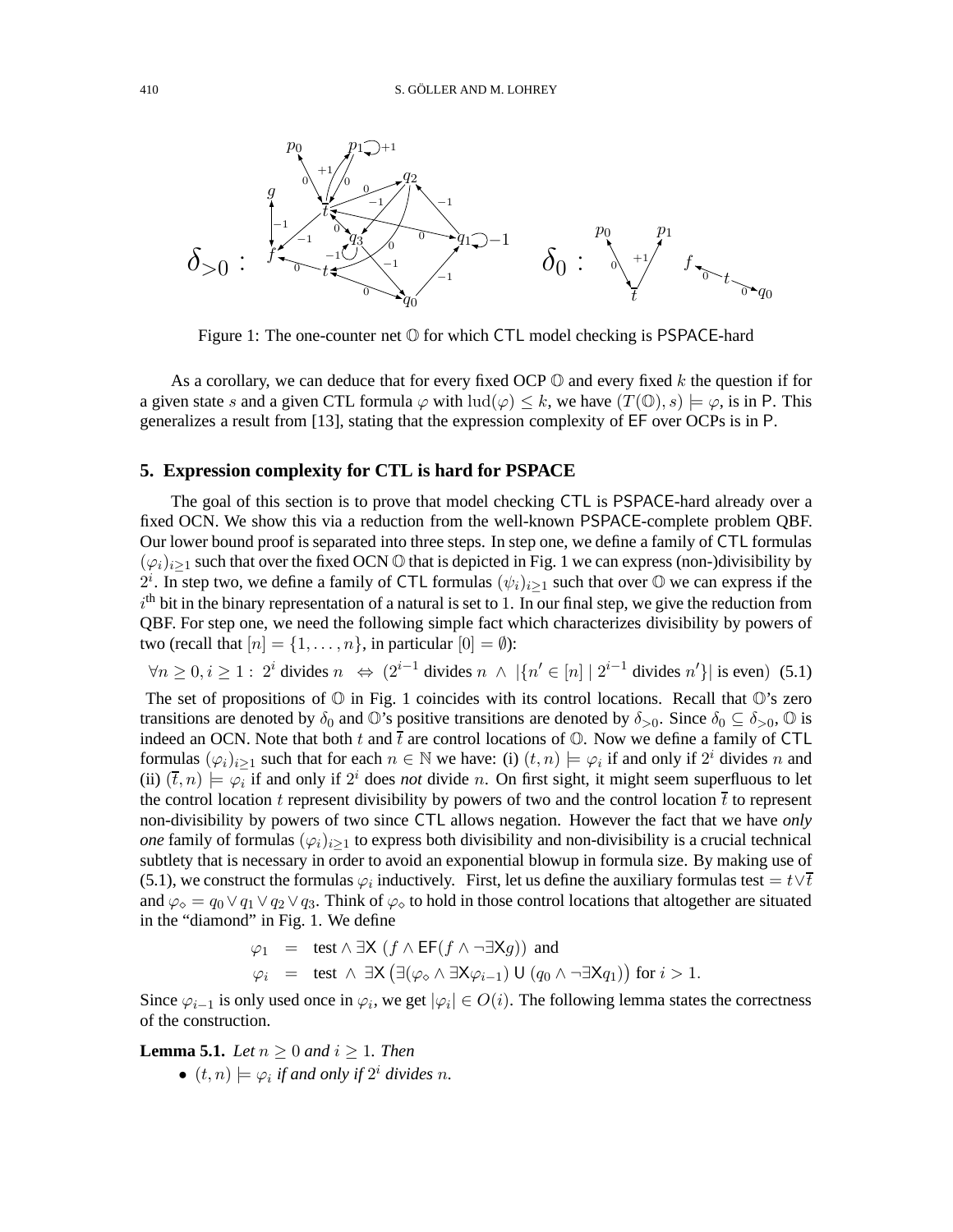Figure 1: The one-counter net $\mathbb{O}$ for which CTL model checking is PSPACE-hard

As a corollary, we can deduce that for every fixed OCP $\mathbb{O}$ and every fixed $k$ the question if for a given state $s$ and a given CTL formula $\varphi$ with $\mathrm{lud}(\varphi) \leq k$, we have $(T(\mathbb{O}), s) \models \varphi$, is in P. This generalizes a result from [13], stating that the expression complexity of EF over OCPs is in P.

## 5. Expression complexity for CTL is hard for PSPACE

The goal of this section is to prove that model checking CTL is PSPACE-hard already over a fixed OCN. We show this via a reduction from the well-known PSPACE-complete problem QBF. Our lower bound proof is separated into three steps. In step one, we define a family of CTL formulas $(\varphi_i)_{i\geq 1}$ such that over the fixed OCN $\mathbb{O}$ that is depicted in Fig. 1 we can express (non-)divisibility by $2^i$. In step two, we define a family of CTL formulas $(\psi_i)_{i\geq 1}$ such that over $\mathbb{O}$ we can express if the $i^{\text{th}}$ bit in the binary representation of a natural is set to 1. In our final step, we give the reduction from QBF. For step one, we need the following simple fact which characterizes divisibility by powers of two (recall that $[n] = \{1, \ldots, n\}$, in particular $[0] = \emptyset$):

$$\forall n \geq 0, i \geq 1 : \; 2^i \text{ divides } n \;\; \Leftrightarrow \;\; (2^{i-1} \text{ divides } n \;\wedge\; |\{n' \in [n] \mid 2^{i-1} \text{ divides } n'\}| \text{ is even}) \quad (5.1)$$

The set of propositions of $\mathbb{O}$ in Fig. 1 coincides with its control locations. Recall that $\mathbb{O}$'s zero transitions are denoted by $\delta_0$ and $\mathbb{O}$'s positive transitions are denoted by $\delta_{>0}$. Since $\delta_0 \subseteq \delta_{>0}$, $\mathbb{O}$ is indeed an OCN. Note that both $t$ and $\overline{t}$ are control locations of $\mathbb{O}$. Now we define a family of CTL formulas $(\varphi_i)_{i\geq 1}$ such that for each $n \in \mathbb{N}$ we have: (i) $(t, n) \models \varphi_i$ if and only if $2^i$ divides $n$ and (ii) $(\overline{t}, n) \models \varphi_i$ if and only if $2^i$ does *not* divide $n$. On first sight, it might seem superfluous to let the control location $t$ represent divisibility by powers of two and the control location $\overline{t}$ to represent non-divisibility by powers of two since CTL allows negation. However the fact that we have *only one* family of formulas $(\varphi_i)_{i\geq 1}$ to express both divisibility and non-divisibility is a crucial technical subtlety that is necessary in order to avoid an exponential blowup in formula size. By making use of (5.1), we construct the formulas $\varphi_i$ inductively. First, let us define the auxiliary formulas $\text{test} = t \vee \overline{t}$ and $\varphi_\diamond = q_0 \vee q_1 \vee q_2 \vee q_3$. Think of $\varphi_\diamond$ to hold in those control locations that altogether are situated in the "diamond" in Fig. 1. We define

$$\begin{aligned}
\varphi_1 &= \text{test} \wedge \exists \mathsf{X}\ (f \wedge \mathsf{EF}(f \wedge \neg \exists \mathsf{X} g)) \text{ and} \\
\varphi_i &= \text{test} \;\wedge\; \exists \mathsf{X}\left(\exists(\varphi_\diamond \wedge \exists \mathsf{X} \varphi_{i-1})\ \mathsf{U}\ (q_0 \wedge \neg \exists \mathsf{X} q_1)\right) \text{ for } i > 1.
\end{aligned}$$

Since $\varphi_{i-1}$ is only used once in $\varphi_i$, we get $|\varphi_i| \in O(i)$. The following lemma states the correctness of the construction.

**Lemma 5.1.** *Let $n \geq 0$ and $i \geq 1$. Then*

- $(t, n) \models \varphi_i$ *if and only if* $2^i$ *divides* $n$.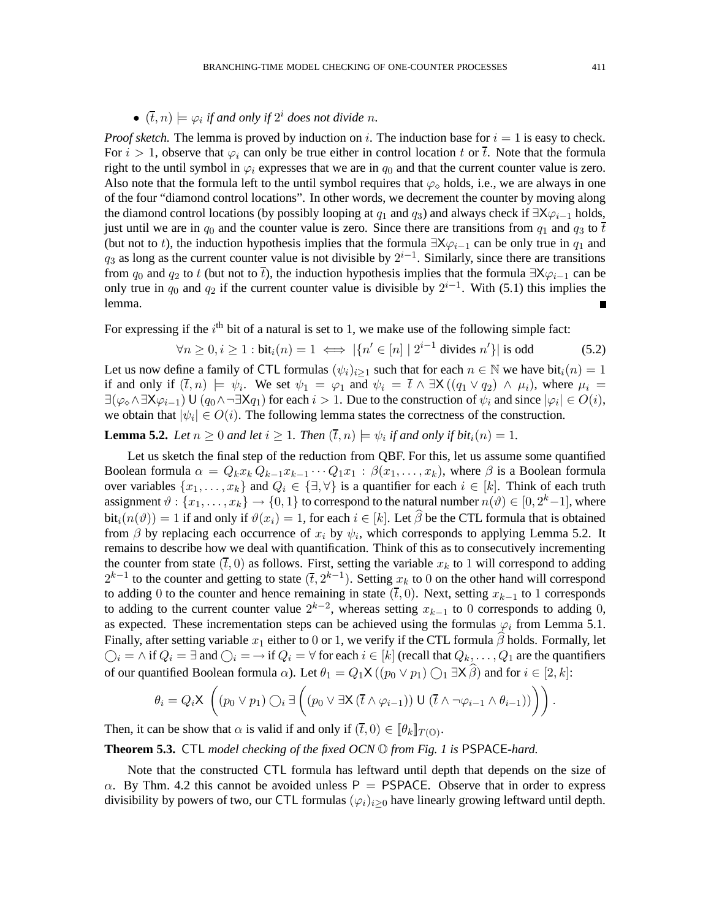- $(\overline{t}, n) \models \varphi_i$ *if and only if* $2^i$ *does not divide* $n$.

*Proof sketch.* The lemma is proved by induction on $i$. The induction base for $i = 1$ is easy to check. For $i > 1$, observe that $\varphi_i$ can only be true either in control location $t$ or $\overline{t}$. Note that the formula right to the until symbol in $\varphi_i$ expresses that we are in $q_0$ and that the current counter value is zero. Also note that the formula left to the until symbol requires that $\varphi_\diamond$ holds, i.e., we are always in one of the four "diamond control locations". In other words, we decrement the counter by moving along the diamond control locations (by possibly looping at $q_1$ and $q_3$) and always check if $\exists \mathsf{X} \varphi_{i-1}$ holds, just until we are in $q_0$ and the counter value is zero. Since there are transitions from $q_1$ and $q_3$ to $\overline{t}$ (but not to $t$), the induction hypothesis implies that the formula $\exists \mathsf{X} \varphi_{i-1}$ can be only true in $q_1$ and $q_3$ as long as the current counter value is not divisible by $2^{i-1}$. Similarly, since there are transitions from $q_0$ and $q_2$ to $t$ (but not to $\overline{t}$), the induction hypothesis implies that the formula $\exists \mathsf{X} \varphi_{i-1}$ can be only true in $q_0$ and $q_2$ if the current counter value is divisible by $2^{i-1}$. With (5.1) this implies the lemma. ∎

For expressing if the $i^{\text{th}}$ bit of a natural is set to 1, we make use of the following simple fact:

$$\forall n \geq 0, i \geq 1 : \text{bit}_i(n) = 1 \iff |\{n' \in [n] \mid 2^{i-1} \text{ divides } n'\}| \text{ is odd} \tag{5.2}$$

Let us now define a family of $\mathsf{CTL}$ formulas $(\psi_i)_{i \geq 1}$ such that for each $n \in \mathbb{N}$ we have $\text{bit}_i(n) = 1$ if and only if $(\overline{t}, n) \models \psi_i$. We set $\psi_1 = \varphi_1$ and $\psi_i = \overline{t} \wedge \exists \mathsf{X}((q_1 \vee q_2) \wedge \mu_i)$, where $\mu_i = \exists(\varphi_\diamond \wedge \exists \mathsf{X} \varphi_{i-1}) \mathsf{U} (q_0 \wedge \neg \exists \mathsf{X} q_1)$ for each $i > 1$. Due to the construction of $\psi_i$ and since $|\varphi_i| \in O(i)$, we obtain that $|\psi_i| \in O(i)$. The following lemma states the correctness of the construction.

**Lemma 5.2.** *Let $n \geq 0$ and let $i \geq 1$. Then $(\overline{t}, n) \models \psi_i$ if and only if bit$_i(n) = 1$.*

Let us sketch the final step of the reduction from QBF. For this, let us assume some quantified Boolean formula $\alpha = Q_k x_k\, Q_{k-1} x_{k-1} \cdots Q_1 x_1 : \beta(x_1, \ldots, x_k)$, where $\beta$ is a Boolean formula over variables $\{x_1, \ldots, x_k\}$ and $Q_i \in \{\exists, \forall\}$ is a quantifier for each $i \in [k]$. Think of each truth assignment $\vartheta : \{x_1, \ldots, x_k\} \to \{0, 1\}$ to correspond to the natural number $n(\vartheta) \in [0, 2^k - 1]$, where $\text{bit}_i(n(\vartheta)) = 1$ if and only if $\vartheta(x_i) = 1$, for each $i \in [k]$. Let $\widehat{\beta}$ be the CTL formula that is obtained from $\beta$ by replacing each occurrence of $x_i$ by $\psi_i$, which corresponds to applying Lemma 5.2. It remains to describe how we deal with quantification. Think of this as to consecutively incrementing the counter from state $(\overline{t}, 0)$ as follows. First, setting the variable $x_k$ to 1 will correspond to adding $2^{k-1}$ to the counter and getting to state $(\overline{t}, 2^{k-1})$. Setting $x_k$ to 0 on the other hand will correspond to adding 0 to the counter and hence remaining in state $(\overline{t}, 0)$. Next, setting $x_{k-1}$ to 1 corresponds to adding to the current counter value $2^{k-2}$, whereas setting $x_{k-1}$ to 0 corresponds to adding 0, as expected. These incrementation steps can be achieved using the formulas $\varphi_i$ from Lemma 5.1. Finally, after setting variable $x_1$ either to 0 or 1, we verify if the CTL formula $\widehat{\beta}$ holds. Formally, let $\bigcirc_i = \wedge$ if $Q_i = \exists$ and $\bigcirc_i = \rightarrow$ if $Q_i = \forall$ for each $i \in [k]$ (recall that $Q_k, \ldots, Q_1$ are the quantifiers of our quantified Boolean formula $\alpha$). Let $\theta_1 = Q_1 \mathsf{X}((p_0 \vee p_1) \bigcirc_1 \exists \mathsf{X} \widehat{\beta})$ and for $i \in [2, k]$:

$$\theta_i = Q_i \mathsf{X} \left( (p_0 \vee p_1) \bigcirc_i \exists \left( (p_0 \vee \exists \mathsf{X} (\overline{t} \wedge \varphi_{i-1})) \mathsf{U} (\overline{t} \wedge \neg \varphi_{i-1} \wedge \theta_{i-1}) \right) \right).$$

Then, it can be show that $\alpha$ is valid if and only if $(\overline{t}, 0) \in [\![\theta_k]\!]_{T(\mathbb{O})}$.

**Theorem 5.3.** $\mathsf{CTL}$ *model checking of the fixed OCN $\mathbb{O}$ from Fig. 1 is* $\mathsf{PSPACE}$*-hard.*

Note that the constructed $\mathsf{CTL}$ formula has leftward until depth that depends on the size of $\alpha$. By Thm. 4.2 this cannot be avoided unless $\mathsf{P} = \mathsf{PSPACE}$. Observe that in order to express divisibility by powers of two, our $\mathsf{CTL}$ formulas $(\varphi_i)_{i \geq 0}$ have linearly growing leftward until depth.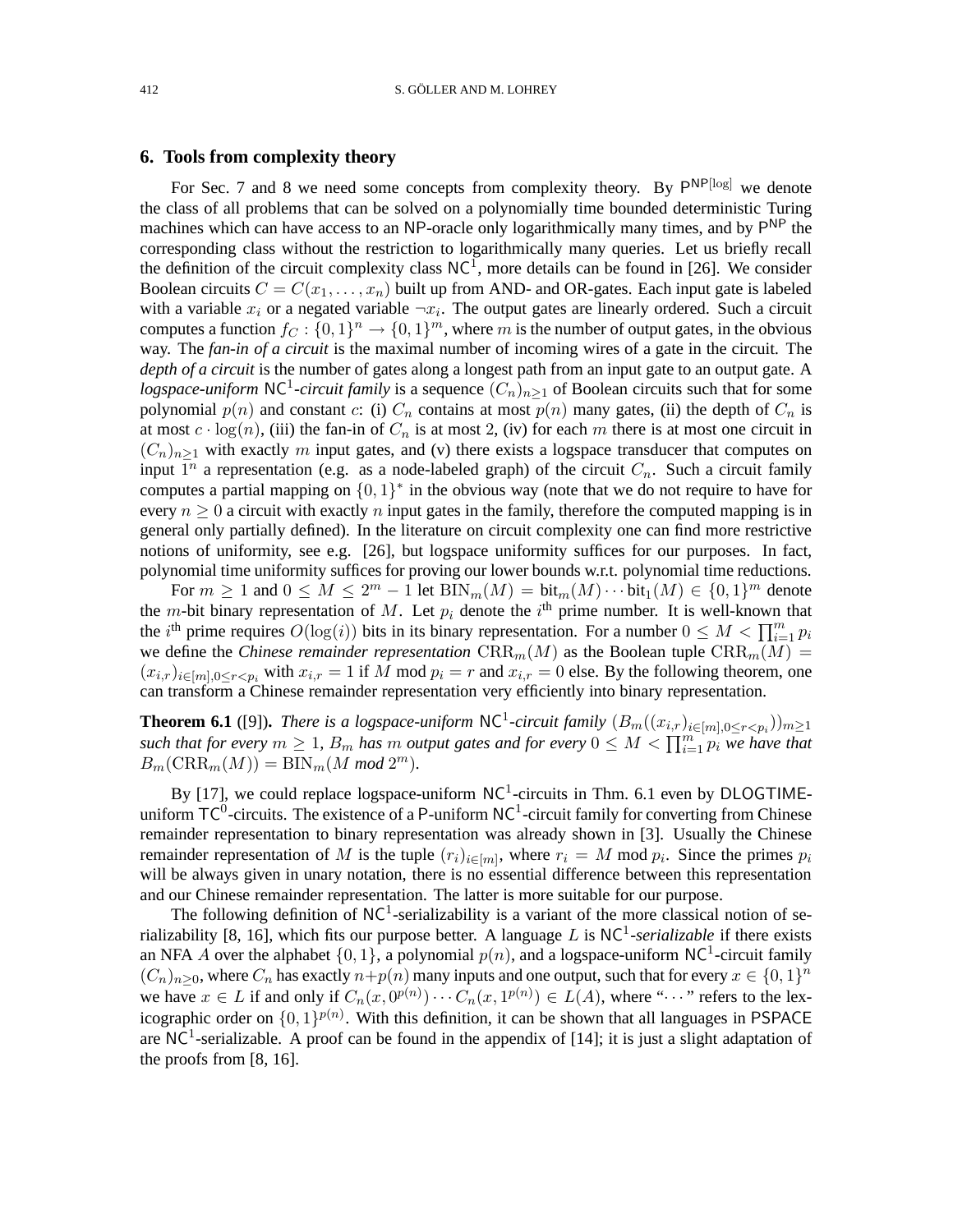## 6. Tools from complexity theory

For Sec. 7 and 8 we need some concepts from complexity theory. By $\mathsf{P}^{\mathsf{NP}[\log]}$ we denote the class of all problems that can be solved on a polynomially time bounded deterministic Turing machines which can have access to an NP-oracle only logarithmically many times, and by $\mathsf{P}^{\mathsf{NP}}$ the corresponding class without the restriction to logarithmically many queries. Let us briefly recall the definition of the circuit complexity class $\mathsf{NC}^1$, more details can be found in [26]. We consider Boolean circuits $C = C(x_1, \ldots, x_n)$ built up from AND- and OR-gates. Each input gate is labeled with a variable $x_i$ or a negated variable $\neg x_i$. The output gates are linearly ordered. Such a circuit computes a function $f_C : \{0,1\}^n \to \{0,1\}^m$, where $m$ is the number of output gates, in the obvious way. The *fan-in of a circuit* is the maximal number of incoming wires of a gate in the circuit. The *depth of a circuit* is the number of gates along a longest path from an input gate to an output gate. A *logspace-uniform* $\mathsf{NC}^1$*-circuit family* is a sequence $(C_n)_{n\geq 1}$ of Boolean circuits such that for some polynomial $p(n)$ and constant $c$: (i) $C_n$ contains at most $p(n)$ many gates, (ii) the depth of $C_n$ is at most $c \cdot \log(n)$, (iii) the fan-in of $C_n$ is at most 2, (iv) for each $m$ there is at most one circuit in $(C_n)_{n\geq 1}$ with exactly $m$ input gates, and (v) there exists a logspace transducer that computes on input $1^n$ a representation (e.g. as a node-labeled graph) of the circuit $C_n$. Such a circuit family computes a partial mapping on $\{0,1\}^*$ in the obvious way (note that we do not require to have for every $n \geq 0$ a circuit with exactly $n$ input gates in the family, therefore the computed mapping is in general only partially defined). In the literature on circuit complexity one can find more restrictive notions of uniformity, see e.g. [26], but logspace uniformity suffices for our purposes. In fact, polynomial time uniformity suffices for proving our lower bounds w.r.t. polynomial time reductions.

For $m \geq 1$ and $0 \leq M \leq 2^m - 1$ let $\mathrm{BIN}_m(M) = \mathrm{bit}_m(M) \cdots \mathrm{bit}_1(M) \in \{0,1\}^m$ denote the $m$-bit binary representation of $M$. Let $p_i$ denote the $i^{\text{th}}$ prime number. It is well-known that the $i^{\text{th}}$ prime requires $O(\log(i))$ bits in its binary representation. For a number $0 \leq M < \prod_{i=1}^m p_i$ we define the *Chinese remainder representation* $\mathrm{CRR}_m(M)$ as the Boolean tuple $\mathrm{CRR}_m(M) = (x_{i,r})_{i\in[m], 0\leq r<p_i}$ with $x_{i,r} = 1$ if $M \bmod p_i = r$ and $x_{i,r} = 0$ else. By the following theorem, one can transform a Chinese remainder representation very efficiently into binary representation.

**Theorem 6.1** ([9]). *There is a logspace-uniform* $\mathsf{NC}^1$*-circuit family* $(B_m((x_{i,r})_{i\in[m], 0\leq r<p_i}))_{m\geq 1}$ *such that for every* $m \geq 1$*,* $B_m$ *has* $m$ *output gates and for every* $0 \leq M < \prod_{i=1}^m p_i$ *we have that* $B_m(\mathrm{CRR}_m(M)) = \mathrm{BIN}_m(M \bmod 2^m)$*.*

By [17], we could replace logspace-uniform $\mathsf{NC}^1$-circuits in Thm. 6.1 even by DLOGTIME-uniform $\mathsf{TC}^0$-circuits. The existence of a P-uniform $\mathsf{NC}^1$-circuit family for converting from Chinese remainder representation to binary representation was already shown in [3]. Usually the Chinese remainder representation of $M$ is the tuple $(r_i)_{i\in[m]}$, where $r_i = M \bmod p_i$. Since the primes $p_i$ will be always given in unary notation, there is no essential difference between this representation and our Chinese remainder representation. The latter is more suitable for our purpose.

The following definition of $\mathsf{NC}^1$-serializability is a variant of the more classical notion of serializability [8, 16], which fits our purpose better. A language $L$ is $\mathsf{NC}^1$*-serializable* if there exists an NFA $A$ over the alphabet $\{0,1\}$, a polynomial $p(n)$, and a logspace-uniform $\mathsf{NC}^1$-circuit family $(C_n)_{n\geq 0}$, where $C_n$ has exactly $n+p(n)$ many inputs and one output, such that for every $x \in \{0,1\}^n$ we have $x \in L$ if and only if $C_n(x, 0^{p(n)}) \cdots C_n(x, 1^{p(n)}) \in L(A)$, where "$\cdots$" refers to the lexicographic order on $\{0,1\}^{p(n)}$. With this definition, it can be shown that all languages in PSPACE are $\mathsf{NC}^1$-serializable. A proof can be found in the appendix of [14]; it is just a slight adaptation of the proofs from [8, 16].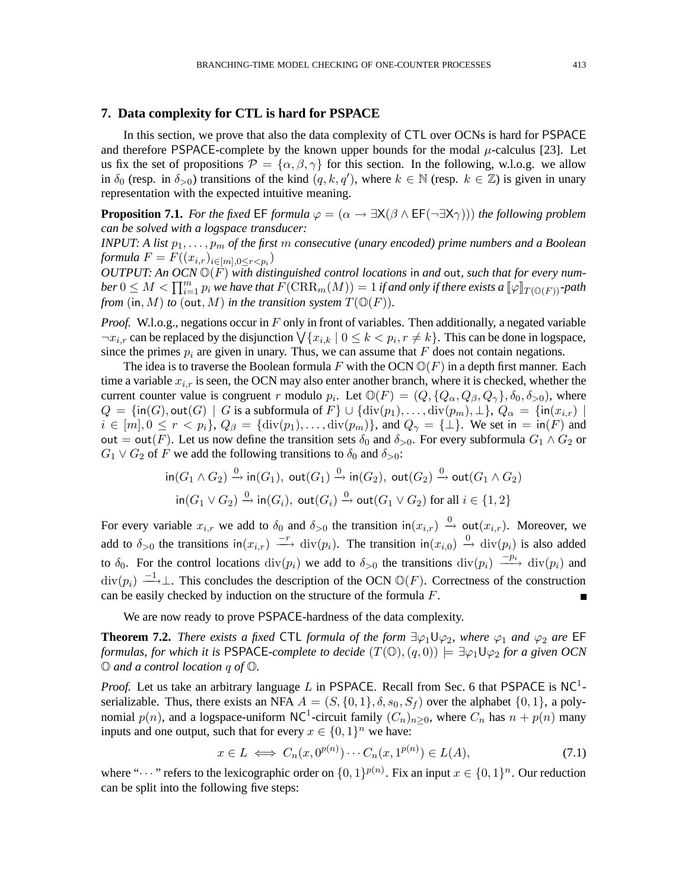## 7. Data complexity for CTL is hard for PSPACE

In this section, we prove that also the data complexity of CTL over OCNs is hard for PSPACE and therefore PSPACE-complete by the known upper bounds for the modal $\mu$-calculus [23]. Let us fix the set of propositions $\mathcal{P} = \{\alpha, \beta, \gamma\}$ for this section. In the following, w.l.o.g. we allow in $\delta_0$ (resp. in $\delta_{>0}$) transitions of the kind $(q, k, q')$, where $k \in \mathbb{N}$ (resp. $k \in \mathbb{Z}$) is given in unary representation with the expected intuitive meaning.

**Proposition 7.1.** *For the fixed* EF *formula* $\varphi = (\alpha \to \exists \mathsf{X}(\beta \wedge \mathsf{EF}(\neg \exists \mathsf{X} \gamma)))$ *the following problem can be solved with a logspace transducer:*

*INPUT: A list* $p_1, \ldots, p_m$ *of the first* $m$ *consecutive (unary encoded) prime numbers and a Boolean formula* $F = F((x_{i,r})_{i \in [m], 0 \leq r < p_i})$

*OUTPUT: An OCN* $\mathbb{O}(F)$ *with distinguished control locations* in *and* out*, such that for every number* $0 \leq M < \prod_{i=1}^{m} p_i$ *we have that* $F(\mathrm{CRR}_m(M)) = 1$ *if and only if there exists a* $[\![\varphi]\!]_{T(\mathbb{O}(F))}$*-path from* $(\mathsf{in}, M)$ *to* $(\mathsf{out}, M)$ *in the transition system* $T(\mathbb{O}(F))$*.*

*Proof.* W.l.o.g., negations occur in $F$ only in front of variables. Then additionally, a negated variable $\neg x_{i,r}$ can be replaced by the disjunction $\bigvee \{x_{i,k} \mid 0 \leq k < p_i, r \neq k\}$. This can be done in logspace, since the primes $p_i$ are given in unary. Thus, we can assume that $F$ does not contain negations.

The idea is to traverse the Boolean formula $F$ with the OCN $\mathbb{O}(F)$ in a depth first manner. Each time a variable $x_{i,r}$ is seen, the OCN may also enter another branch, where it is checked, whether the current counter value is congruent $r$ modulo $p_i$. Let $\mathbb{O}(F) = (Q, \{Q_\alpha, Q_\beta, Q_\gamma\}, \delta_0, \delta_{>0})$, where $Q = \{\mathsf{in}(G), \mathsf{out}(G) \mid G \text{ is a subformula of } F\} \cup \{\mathrm{div}(p_1), \ldots, \mathrm{div}(p_m), \bot\}$, $Q_\alpha = \{\mathsf{in}(x_{i,r}) \mid i \in [m], 0 \leq r < p_i\}$, $Q_\beta = \{\mathrm{div}(p_1), \ldots, \mathrm{div}(p_m)\}$, and $Q_\gamma = \{\bot\}$. We set $\mathsf{in} = \mathsf{in}(F)$ and $\mathsf{out} = \mathsf{out}(F)$. Let us now define the transition sets $\delta_0$ and $\delta_{>0}$. For every subformula $G_1 \wedge G_2$ or $G_1 \vee G_2$ of $F$ we add the following transitions to $\delta_0$ and $\delta_{>0}$:

$$\mathsf{in}(G_1 \wedge G_2) \xrightarrow{0} \mathsf{in}(G_1),\ \mathsf{out}(G_1) \xrightarrow{0} \mathsf{in}(G_2),\ \mathsf{out}(G_2) \xrightarrow{0} \mathsf{out}(G_1 \wedge G_2)$$

$$\mathsf{in}(G_1 \vee G_2) \xrightarrow{0} \mathsf{in}(G_i),\ \mathsf{out}(G_i) \xrightarrow{0} \mathsf{out}(G_1 \vee G_2) \text{ for all } i \in \{1, 2\}$$

For every variable $x_{i,r}$ we add to $\delta_0$ and $\delta_{>0}$ the transition $\mathsf{in}(x_{i,r}) \xrightarrow{0} \mathsf{out}(x_{i,r})$. Moreover, we add to $\delta_{>0}$ the transitions $\mathsf{in}(x_{i,r}) \xrightarrow{-r} \mathrm{div}(p_i)$. The transition $\mathsf{in}(x_{i,0}) \xrightarrow{0} \mathrm{div}(p_i)$ is also added to $\delta_0$. For the control locations $\mathrm{div}(p_i)$ we add to $\delta_{>0}$ the transitions $\mathrm{div}(p_i) \xrightarrow{-p_i} \mathrm{div}(p_i)$ and $\mathrm{div}(p_i) \xrightarrow{-1} \bot$. This concludes the description of the OCN $\mathbb{O}(F)$. Correctness of the construction can be easily checked by induction on the structure of the formula $F$. ∎

We are now ready to prove PSPACE-hardness of the data complexity.

**Theorem 7.2.** *There exists a fixed* CTL *formula of the form* $\exists \varphi_1 \mathsf{U} \varphi_2$*, where* $\varphi_1$ *and* $\varphi_2$ *are* EF *formulas, for which it is* PSPACE*-complete to decide* $(T(\mathbb{O}), (q, 0)) \models \exists \varphi_1 \mathsf{U} \varphi_2$ *for a given OCN* $\mathbb{O}$ *and a control location* $q$ *of* $\mathbb{O}$*.*

*Proof.* Let us take an arbitrary language $L$ in PSPACE. Recall from Sec. 6 that PSPACE is $\mathsf{NC}^1$-serializable. Thus, there exists an NFA $A = (S, \{0, 1\}, \delta, s_0, S_f)$ over the alphabet $\{0, 1\}$, a polynomial $p(n)$, and a logspace-uniform $\mathsf{NC}^1$-circuit family $(C_n)_{n \geq 0}$, where $C_n$ has $n + p(n)$ many inputs and one output, such that for every $x \in \{0, 1\}^n$ we have:

$$x \in L \iff C_n(x, 0^{p(n)}) \cdots C_n(x, 1^{p(n)}) \in L(A), \tag{7.1}$$

where "$\cdots$" refers to the lexicographic order on $\{0, 1\}^{p(n)}$. Fix an input $x \in \{0, 1\}^n$. Our reduction can be split into the following five steps: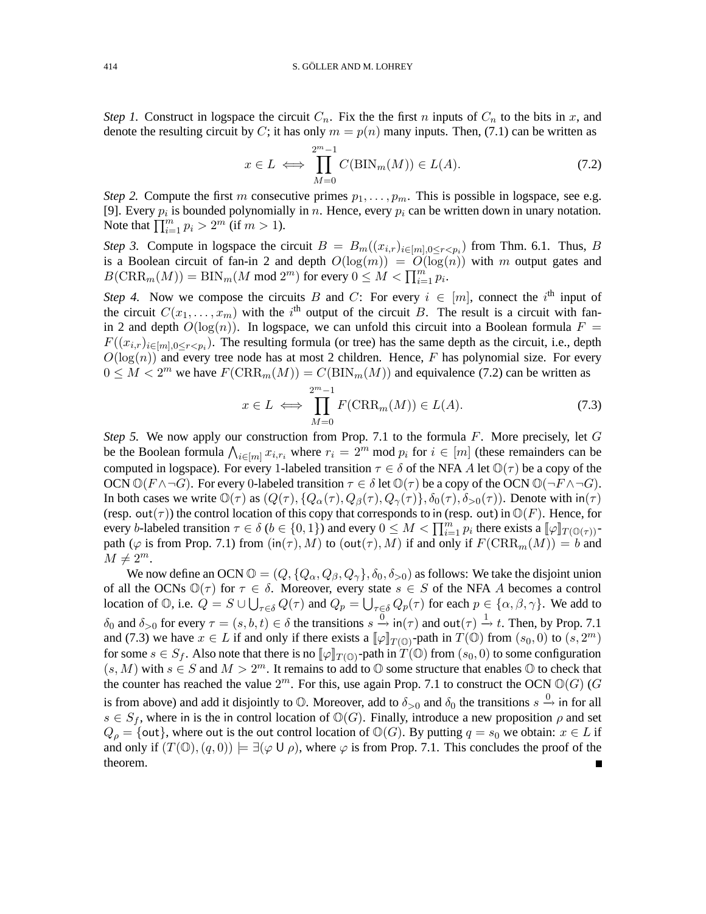*Step 1.* Construct in logspace the circuit $C_n$. Fix the the first $n$ inputs of $C_n$ to the bits in $x$, and denote the resulting circuit by $C$; it has only $m = p(n)$ many inputs. Then, (7.1) can be written as

$$x \in L \iff \prod_{M=0}^{2^m-1} C(\mathrm{BIN}_m(M)) \in L(A). \tag{7.2}$$

*Step 2.* Compute the first $m$ consecutive primes $p_1, \ldots, p_m$. This is possible in logspace, see e.g. [9]. Every $p_i$ is bounded polynomially in $n$. Hence, every $p_i$ can be written down in unary notation. Note that $\prod_{i=1}^m p_i > 2^m$ (if $m > 1$).

*Step 3.* Compute in logspace the circuit $B = B_m((x_{i,r})_{i \in [m], 0 \leq r < p_i})$ from Thm. 6.1. Thus, $B$ is a Boolean circuit of fan-in 2 and depth $O(\log(m)) = O(\log(n))$ with $m$ output gates and $B(\mathrm{CRR}_m(M)) = \mathrm{BIN}_m(M \bmod 2^m)$ for every $0 \leq M < \prod_{i=1}^m p_i$.

*Step 4.* Now we compose the circuits $B$ and $C$: For every $i \in [m]$, connect the $i^{\text{th}}$ input of the circuit $C(x_1, \ldots, x_m)$ with the $i^{\text{th}}$ output of the circuit $B$. The result is a circuit with fan-in 2 and depth $O(\log(n))$. In logspace, we can unfold this circuit into a Boolean formula $F = F((x_{i,r})_{i \in [m], 0 \leq r < p_i})$. The resulting formula (or tree) has the same depth as the circuit, i.e., depth $O(\log(n))$ and every tree node has at most 2 children. Hence, $F$ has polynomial size. For every $0 \leq M < 2^m$ we have $F(\mathrm{CRR}_m(M)) = C(\mathrm{BIN}_m(M))$ and equivalence (7.2) can be written as

$$x \in L \iff \prod_{M=0}^{2^m-1} F(\mathrm{CRR}_m(M)) \in L(A). \tag{7.3}$$

*Step 5.* We now apply our construction from Prop. 7.1 to the formula $F$. More precisely, let $G$ be the Boolean formula $\bigwedge_{i \in [m]} x_{i,r_i}$ where $r_i = 2^m \bmod p_i$ for $i \in [m]$ (these remainders can be computed in logspace). For every 1-labeled transition $\tau \in \delta$ of the NFA $A$ let $\mathbb{O}(\tau)$ be a copy of the OCN $\mathbb{O}(F \wedge \neg G)$. For every 0-labeled transition $\tau \in \delta$ let $\mathbb{O}(\tau)$ be a copy of the OCN $\mathbb{O}(\neg F \wedge \neg G)$. In both cases we write $\mathbb{O}(\tau)$ as $(Q(\tau), \{Q_\alpha(\tau), Q_\beta(\tau), Q_\gamma(\tau)\}, \delta_0(\tau), \delta_{>0}(\tau))$. Denote with $\mathsf{in}(\tau)$ (resp. $\mathsf{out}(\tau)$) the control location of this copy that corresponds to $\mathsf{in}$ (resp. $\mathsf{out}$) in $\mathbb{O}(F)$. Hence, for every $b$-labeled transition $\tau \in \delta$ ($b \in \{0,1\}$) and every $0 \leq M < \prod_{i=1}^m p_i$ there exists a $[\![\varphi]\!]_{T(\mathbb{O}(\tau))}$-path ($\varphi$ is from Prop. 7.1) from $(\mathsf{in}(\tau), M)$ to $(\mathsf{out}(\tau), M)$ if and only if $F(\mathrm{CRR}_m(M)) = b$ and $M \neq 2^m$.

We now define an OCN $\mathbb{O} = (Q, \{Q_\alpha, Q_\beta, Q_\gamma\}, \delta_0, \delta_{>0})$ as follows: We take the disjoint union of all the OCNs $\mathbb{O}(\tau)$ for $\tau \in \delta$. Moreover, every state $s \in S$ of the NFA $A$ becomes a control location of $\mathbb{O}$, i.e. $Q = S \cup \bigcup_{\tau \in \delta} Q(\tau)$ and $Q_p = \bigcup_{\tau \in \delta} Q_p(\tau)$ for each $p \in \{\alpha, \beta, \gamma\}$. We add to $\delta_0$ and $\delta_{>0}$ for every $\tau = (s, b, t) \in \delta$ the transitions $s \xrightarrow{0} \mathsf{in}(\tau)$ and $\mathsf{out}(\tau) \xrightarrow{1} t$. Then, by Prop. 7.1 and (7.3) we have $x \in L$ if and only if there exists a $[\![\varphi]\!]_{T(\mathbb{O})}$-path in $T(\mathbb{O})$ from $(s_0, 0)$ to $(s, 2^m)$ for some $s \in S_f$. Also note that there is no $[\![\varphi]\!]_{T(\mathbb{O})}$-path in $T(\mathbb{O})$ from $(s_0, 0)$ to some configuration $(s, M)$ with $s \in S$ and $M > 2^m$. It remains to add to $\mathbb{O}$ some structure that enables $\mathbb{O}$ to check that the counter has reached the value $2^m$. For this, use again Prop. 7.1 to construct the OCN $\mathbb{O}(G)$ ($G$ is from above) and add it disjointly to $\mathbb{O}$. Moreover, add to $\delta_{>0}$ and $\delta_0$ the transitions $s \xrightarrow{0} \mathsf{in}$ for all $s \in S_f$, where $\mathsf{in}$ is the $\mathsf{in}$ control location of $\mathbb{O}(G)$. Finally, introduce a new proposition $\rho$ and set $Q_\rho = \{\mathsf{out}\}$, where $\mathsf{out}$ is the $\mathsf{out}$ control location of $\mathbb{O}(G)$. By putting $q = s_0$ we obtain: $x \in L$ if and only if $(T(\mathbb{O}), (q, 0)) \models \exists(\varphi \mathsf{U} \rho)$, where $\varphi$ is from Prop. 7.1. This concludes the proof of the theorem. ∎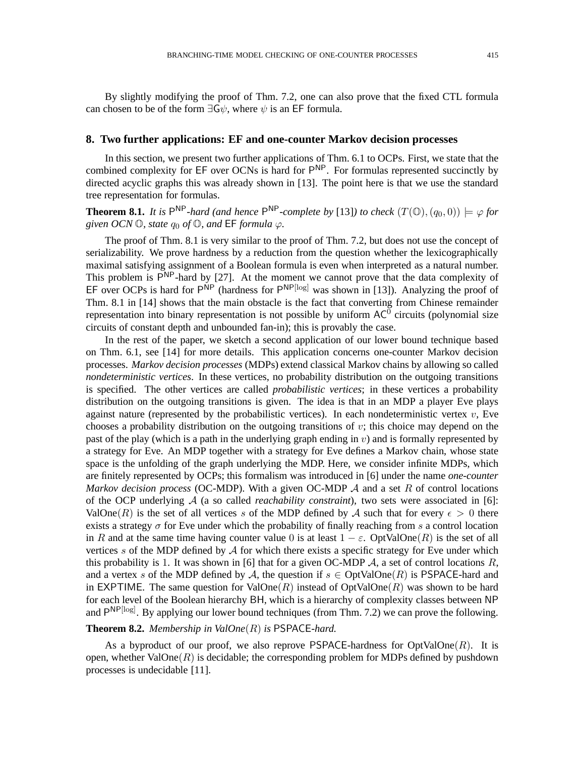By slightly modifying the proof of Thm. 7.2, one can also prove that the fixed CTL formula can chosen to be of the form $\exists \mathsf{G}\psi$, where $\psi$ is an $\mathsf{EF}$ formula.

## 8. Two further applications: EF and one-counter Markov decision processes

In this section, we present two further applications of Thm. 6.1 to OCPs. First, we state that the combined complexity for $\mathsf{EF}$ over OCNs is hard for $\mathsf{P}^{\mathsf{NP}}$. For formulas represented succinctly by directed acyclic graphs this was already shown in [13]. The point here is that we use the standard tree representation for formulas.

**Theorem 8.1.** *It is $\mathsf{P}^{\mathsf{NP}}$-hard (and hence $\mathsf{P}^{\mathsf{NP}}$-complete by* [13]*) to check $(T(\mathbb{O}), (q_0, 0)) \models \varphi$ for given OCN $\mathbb{O}$, state $q_0$ of $\mathbb{O}$, and $\mathsf{EF}$ formula $\varphi$.*

The proof of Thm. 8.1 is very similar to the proof of Thm. 7.2, but does not use the concept of serializability. We prove hardness by a reduction from the question whether the lexicographically maximal satisfying assignment of a Boolean formula is even when interpreted as a natural number. This problem is $\mathsf{P}^{\mathsf{NP}}$-hard by [27]. At the moment we cannot prove that the data complexity of $\mathsf{EF}$ over OCPs is hard for $\mathsf{P}^{\mathsf{NP}}$ (hardness for $\mathsf{P}^{\mathsf{NP}[\log]}$ was shown in [13]). Analyzing the proof of Thm. 8.1 in [14] shows that the main obstacle is the fact that converting from Chinese remainder representation into binary representation is not possible by uniform $\mathsf{AC}^0$ circuits (polynomial size circuits of constant depth and unbounded fan-in); this is provably the case.

In the rest of the paper, we sketch a second application of our lower bound technique based on Thm. 6.1, see [14] for more details. This application concerns one-counter Markov decision processes. *Markov decision processes* (MDPs) extend classical Markov chains by allowing so called *nondeterministic vertices*. In these vertices, no probability distribution on the outgoing transitions is specified. The other vertices are called *probabilistic vertices*; in these vertices a probability distribution on the outgoing transitions is given. The idea is that in an MDP a player Eve plays against nature (represented by the probabilistic vertices). In each nondeterministic vertex $v$, Eve chooses a probability distribution on the outgoing transitions of $v$; this choice may depend on the past of the play (which is a path in the underlying graph ending in $v$) and is formally represented by a strategy for Eve. An MDP together with a strategy for Eve defines a Markov chain, whose state space is the unfolding of the graph underlying the MDP. Here, we consider infinite MDPs, which are finitely represented by OCPs; this formalism was introduced in [6] under the name *one-counter Markov decision process* (OC-MDP). With a given OC-MDP $\mathcal{A}$ and a set $R$ of control locations of the OCP underlying $\mathcal{A}$ (a so called *reachability constraint*), two sets were associated in [6]: $\mathrm{ValOne}(R)$ is the set of all vertices $s$ of the MDP defined by $\mathcal{A}$ such that for every $\epsilon > 0$ there exists a strategy $\sigma$ for Eve under which the probability of finally reaching from $s$ a control location in $R$ and at the same time having counter value $0$ is at least $1 - \varepsilon$. $\mathrm{OptValOne}(R)$ is the set of all vertices $s$ of the MDP defined by $\mathcal{A}$ for which there exists a specific strategy for Eve under which this probability is $1$. It was shown in [6] that for a given OC-MDP $\mathcal{A}$, a set of control locations $R$, and a vertex $s$ of the MDP defined by $\mathcal{A}$, the question if $s \in \mathrm{OptValOne}(R)$ is $\mathsf{PSPACE}$-hard and in $\mathsf{EXPTIME}$. The same question for $\mathrm{ValOne}(R)$ instead of $\mathrm{OptValOne}(R)$ was shown to be hard for each level of the Boolean hierarchy $\mathsf{BH}$, which is a hierarchy of complexity classes between $\mathsf{NP}$ and $\mathsf{P}^{\mathsf{NP}[\log]}$. By applying our lower bound techniques (from Thm. 7.2) we can prove the following.

**Theorem 8.2.** *Membership in $\mathrm{ValOne}(R)$ is $\mathsf{PSPACE}$-hard.*

As a byproduct of our proof, we also reprove $\mathsf{PSPACE}$-hardness for $\mathrm{OptValOne}(R)$. It is open, whether $\mathrm{ValOne}(R)$ is decidable; the corresponding problem for MDPs defined by pushdown processes is undecidable [11].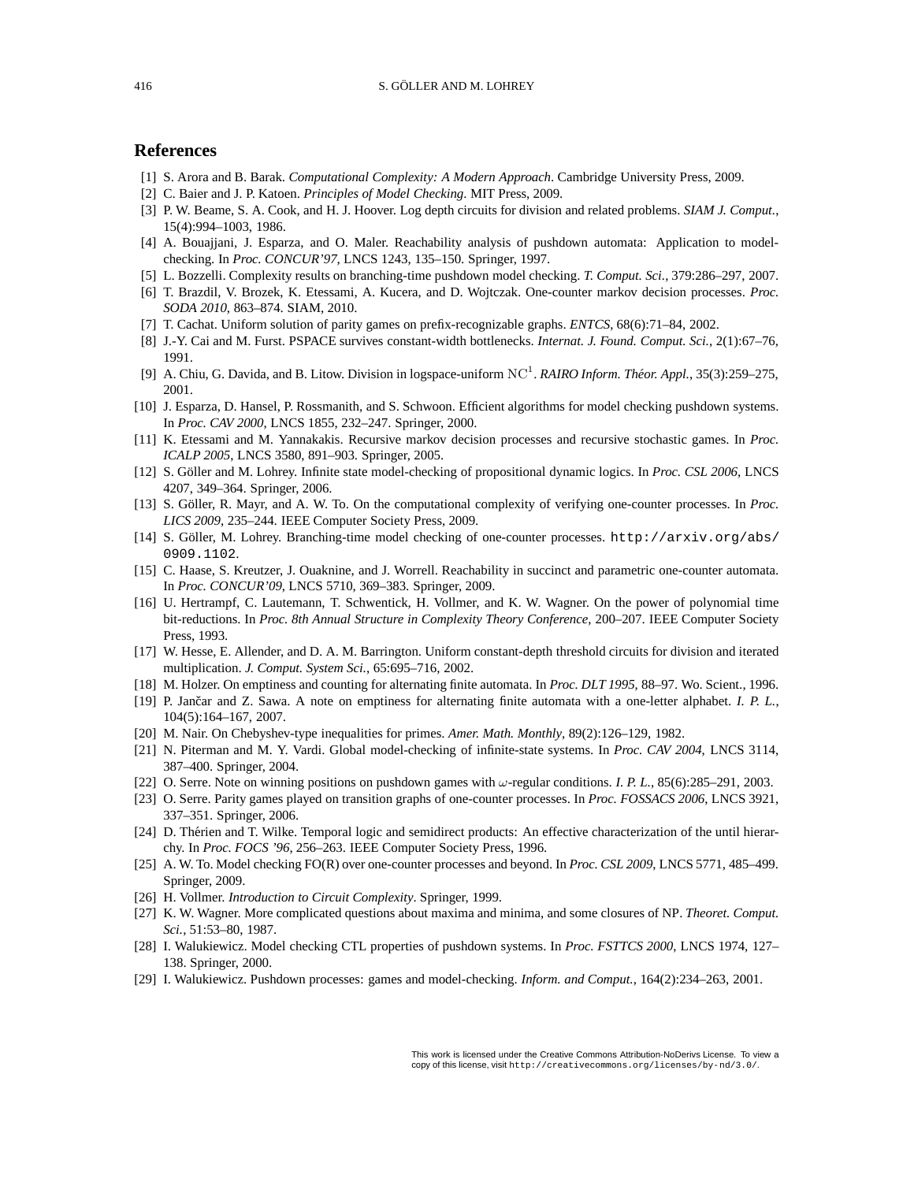## References

[1] S. Arora and B. Barak. *Computational Complexity: A Modern Approach*. Cambridge University Press, 2009.

[2] C. Baier and J. P. Katoen. *Principles of Model Checking*. MIT Press, 2009.

[3] P. W. Beame, S. A. Cook, and H. J. Hoover. Log depth circuits for division and related problems. *SIAM J. Comput.*, 15(4):994–1003, 1986.

[4] A. Bouajjani, J. Esparza, and O. Maler. Reachability analysis of pushdown automata: Application to model-checking. In *Proc. CONCUR'97*, LNCS 1243, 135–150. Springer, 1997.

[5] L. Bozzelli. Complexity results on branching-time pushdown model checking. *T. Comput. Sci.*, 379:286–297, 2007.

[6] T. Brazdil, V. Brozek, K. Etessami, A. Kucera, and D. Wojtczak. One-counter markov decision processes. *Proc. SODA 2010*, 863–874. SIAM, 2010.

[7] T. Cachat. Uniform solution of parity games on prefix-recognizable graphs. *ENTCS*, 68(6):71–84, 2002.

[8] J.-Y. Cai and M. Furst. PSPACE survives constant-width bottlenecks. *Internat. J. Found. Comput. Sci.*, 2(1):67–76, 1991.

[9] A. Chiu, G. Davida, and B. Litow. Division in logspace-uniform $\mathrm{NC}^1$. *RAIRO Inform. Théor. Appl.*, 35(3):259–275, 2001.

[10] J. Esparza, D. Hansel, P. Rossmanith, and S. Schwoon. Efficient algorithms for model checking pushdown systems. In *Proc. CAV 2000*, LNCS 1855, 232–247. Springer, 2000.

[11] K. Etessami and M. Yannakakis. Recursive markov decision processes and recursive stochastic games. In *Proc. ICALP 2005*, LNCS 3580, 891–903. Springer, 2005.

[12] S. Göller and M. Lohrey. Infinite state model-checking of propositional dynamic logics. In *Proc. CSL 2006*, LNCS 4207, 349–364. Springer, 2006.

[13] S. Göller, R. Mayr, and A. W. To. On the computational complexity of verifying one-counter processes. In *Proc. LICS 2009*, 235–244. IEEE Computer Society Press, 2009.

[14] S. Göller, M. Lohrey. Branching-time model checking of one-counter processes. http://arxiv.org/abs/0909.1102.

[15] C. Haase, S. Kreutzer, J. Ouaknine, and J. Worrell. Reachability in succinct and parametric one-counter automata. In *Proc. CONCUR'09*, LNCS 5710, 369–383. Springer, 2009.

[16] U. Hertrampf, C. Lautemann, T. Schwentick, H. Vollmer, and K. W. Wagner. On the power of polynomial time bit-reductions. In *Proc. 8th Annual Structure in Complexity Theory Conference*, 200–207. IEEE Computer Society Press, 1993.

[17] W. Hesse, E. Allender, and D. A. M. Barrington. Uniform constant-depth threshold circuits for division and iterated multiplication. *J. Comput. System Sci.*, 65:695–716, 2002.

[18] M. Holzer. On emptiness and counting for alternating finite automata. In *Proc. DLT 1995*, 88–97. Wo. Scient., 1996.

[19] P. Jančar and Z. Sawa. A note on emptiness for alternating finite automata with a one-letter alphabet. *I. P. L.*, 104(5):164–167, 2007.

[20] M. Nair. On Chebyshev-type inequalities for primes. *Amer. Math. Monthly*, 89(2):126–129, 1982.

[21] N. Piterman and M. Y. Vardi. Global model-checking of infinite-state systems. In *Proc. CAV 2004*, LNCS 3114, 387–400. Springer, 2004.

[22] O. Serre. Note on winning positions on pushdown games with $\omega$-regular conditions. *I. P. L.*, 85(6):285–291, 2003.

[23] O. Serre. Parity games played on transition graphs of one-counter processes. In *Proc. FOSSACS 2006*, LNCS 3921, 337–351. Springer, 2006.

[24] D. Thérien and T. Wilke. Temporal logic and semidirect products: An effective characterization of the until hierarchy. In *Proc. FOCS '96*, 256–263. IEEE Computer Society Press, 1996.

[25] A. W. To. Model checking FO(R) over one-counter processes and beyond. In *Proc. CSL 2009*, LNCS 5771, 485–499. Springer, 2009.

[26] H. Vollmer. *Introduction to Circuit Complexity*. Springer, 1999.

[27] K. W. Wagner. More complicated questions about maxima and minima, and some closures of NP. *Theoret. Comput. Sci.*, 51:53–80, 1987.

[28] I. Walukiewicz. Model checking CTL properties of pushdown systems. In *Proc. FSTTCS 2000*, LNCS 1974, 127–138. Springer, 2000.

[29] I. Walukiewicz. Pushdown processes: games and model-checking. *Inform. and Comput.*, 164(2):234–263, 2001.

This work is licensed under the Creative Commons Attribution-NoDerivs License. To view a copy of this license, visit http://creativecommons.org/licenses/by-nd/3.0/.